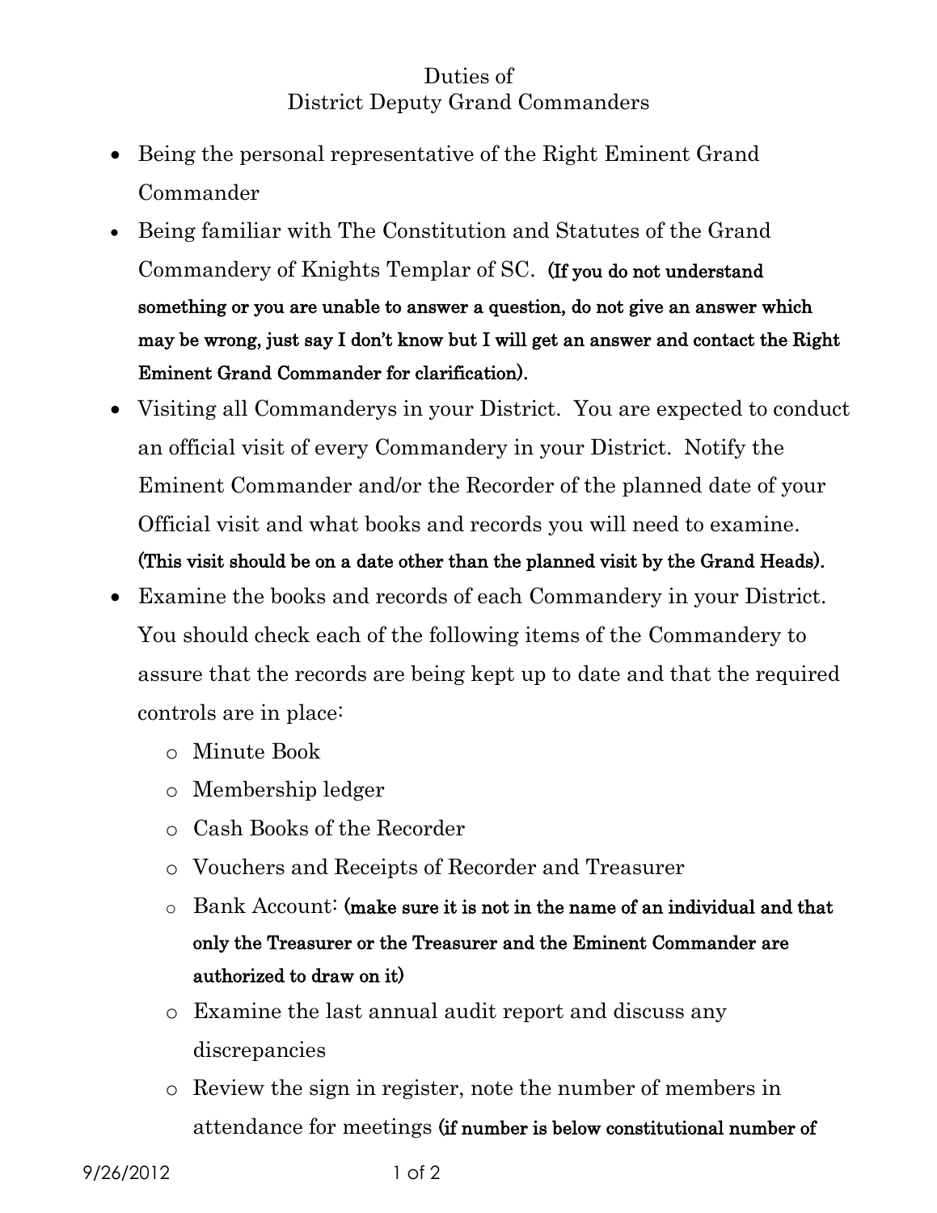# Duties of
# District Deputy Grand Commanders

- Being the personal representative of the Right Eminent Grand Commander
- Being familiar with The Constitution and Statutes of the Grand Commandery of Knights Templar of SC. **(If you do not understand something or you are unable to answer a question, do not give an answer which may be wrong, just say I don't know but I will get an answer and contact the Right Eminent Grand Commander for clarification).**
- Visiting all Commanderys in your District. You are expected to conduct an official visit of every Commandery in your District. Notify the Eminent Commander and/or the Recorder of the planned date of your Official visit and what books and records you will need to examine. **(This visit should be on a date other than the planned visit by the Grand Heads).**
- Examine the books and records of each Commandery in your District. You should check each of the following items of the Commandery to assure that the records are being kept up to date and that the required controls are in place:
  - Minute Book
  - Membership ledger
  - Cash Books of the Recorder
  - Vouchers and Receipts of Recorder and Treasurer
  - Bank Account: **(make sure it is not in the name of an individual and that only the Treasurer or the Treasurer and the Eminent Commander are authorized to draw on it)**
  - Examine the last annual audit report and discuss any discrepancies
  - Review the sign in register, note the number of members in attendance for meetings **(if number is below constitutional number of**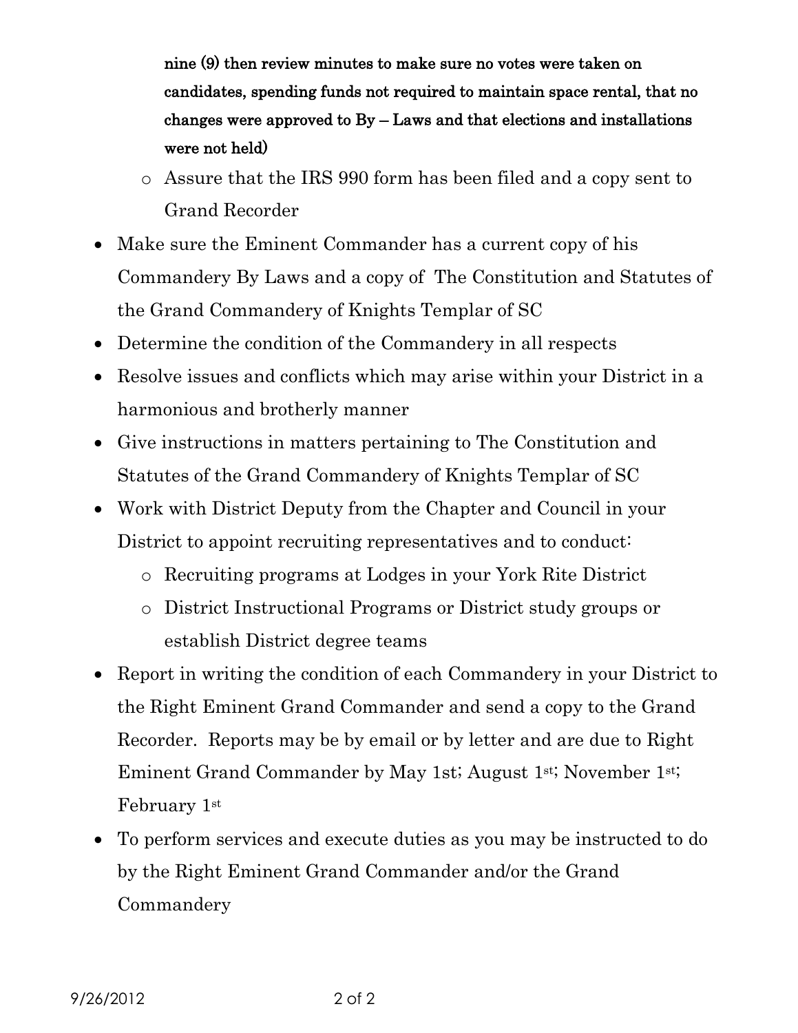**nine (9) then review minutes to make sure no votes were taken on candidates, spending funds not required to maintain space rental, that no changes were approved to By – Laws and that elections and installations were not held)**

  - Assure that the IRS 990 form has been filed and a copy sent to Grand Recorder

- Make sure the Eminent Commander has a current copy of his Commandery By Laws and a copy of The Constitution and Statutes of the Grand Commandery of Knights Templar of SC
- Determine the condition of the Commandery in all respects
- Resolve issues and conflicts which may arise within your District in a harmonious and brotherly manner
- Give instructions in matters pertaining to The Constitution and Statutes of the Grand Commandery of Knights Templar of SC
- Work with District Deputy from the Chapter and Council in your District to appoint recruiting representatives and to conduct:
  - Recruiting programs at Lodges in your York Rite District
  - District Instructional Programs or District study groups or establish District degree teams
- Report in writing the condition of each Commandery in your District to the Right Eminent Grand Commander and send a copy to the Grand Recorder. Reports may be by email or by letter and are due to Right Eminent Grand Commander by May 1st; August 1st; November 1st; February 1st
- To perform services and execute duties as you may be instructed to do by the Right Eminent Grand Commander and/or the Grand Commandery

9/26/2012